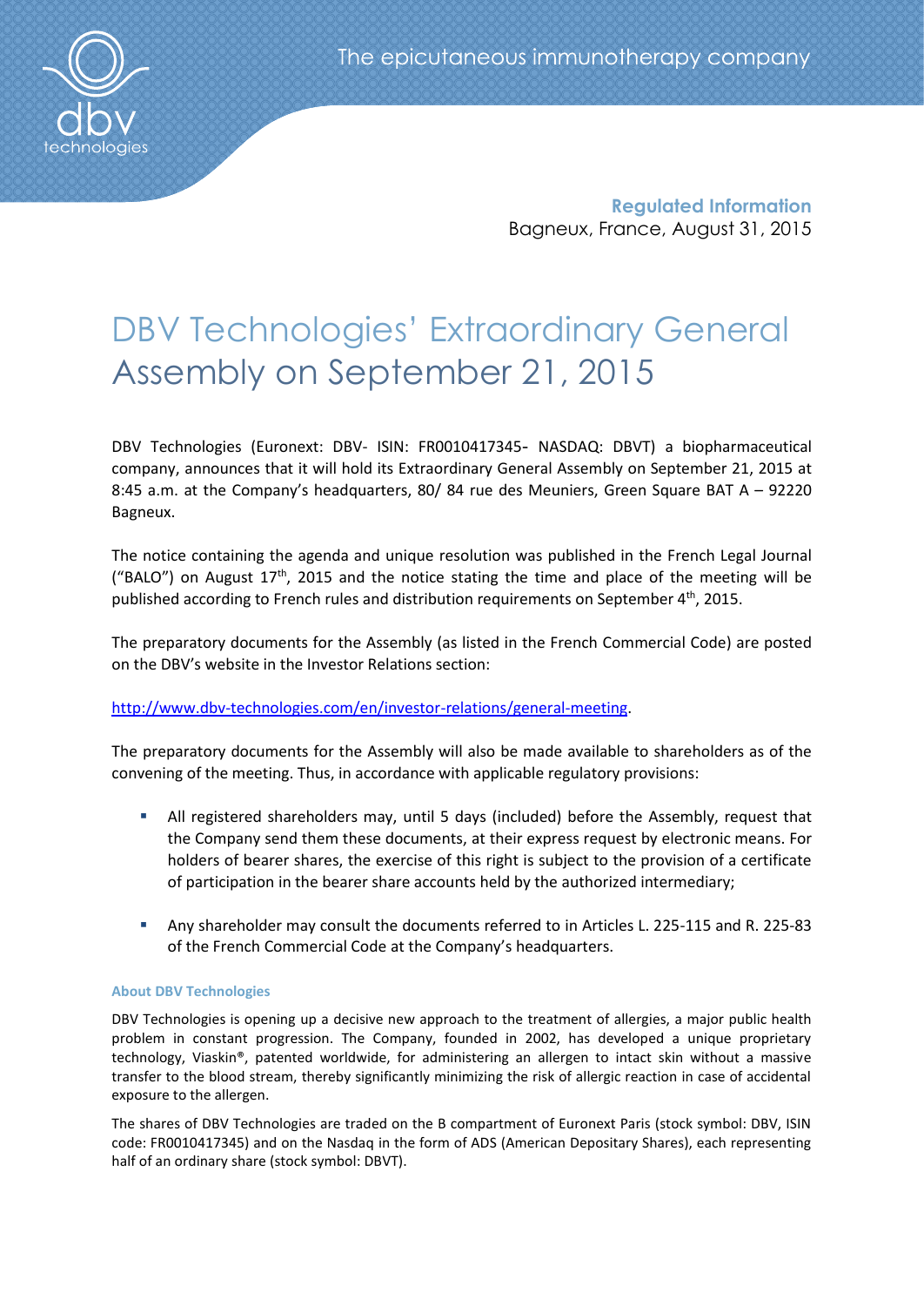The epicutaneous immunotherapy company

**Regulated Information**
Bagneux, France, August 31, 2015

# DBV Technologies' Extraordinary General Assembly on September 21, 2015

DBV Technologies (Euronext: DBV- ISIN: FR0010417345- NASDAQ: DBVT) a biopharmaceutical company, announces that it will hold its Extraordinary General Assembly on September 21, 2015 at 8:45 a.m. at the Company's headquarters, 80/ 84 rue des Meuniers, Green Square BAT A – 92220 Bagneux.

The notice containing the agenda and unique resolution was published in the French Legal Journal ("BALO") on August 17th, 2015 and the notice stating the time and place of the meeting will be published according to French rules and distribution requirements on September 4th, 2015.

The preparatory documents for the Assembly (as listed in the French Commercial Code) are posted on the DBV's website in the Investor Relations section:

http://www.dbv-technologies.com/en/investor-relations/general-meeting.

The preparatory documents for the Assembly will also be made available to shareholders as of the convening of the meeting. Thus, in accordance with applicable regulatory provisions:

- All registered shareholders may, until 5 days (included) before the Assembly, request that the Company send them these documents, at their express request by electronic means. For holders of bearer shares, the exercise of this right is subject to the provision of a certificate of participation in the bearer share accounts held by the authorized intermediary;
- Any shareholder may consult the documents referred to in Articles L. 225-115 and R. 225-83 of the French Commercial Code at the Company's headquarters.

#### About DBV Technologies

DBV Technologies is opening up a decisive new approach to the treatment of allergies, a major public health problem in constant progression. The Company, founded in 2002, has developed a unique proprietary technology, Viaskin®, patented worldwide, for administering an allergen to intact skin without a massive transfer to the blood stream, thereby significantly minimizing the risk of allergic reaction in case of accidental exposure to the allergen.

The shares of DBV Technologies are traded on the B compartment of Euronext Paris (stock symbol: DBV, ISIN code: FR0010417345) and on the Nasdaq in the form of ADS (American Depositary Shares), each representing half of an ordinary share (stock symbol: DBVT).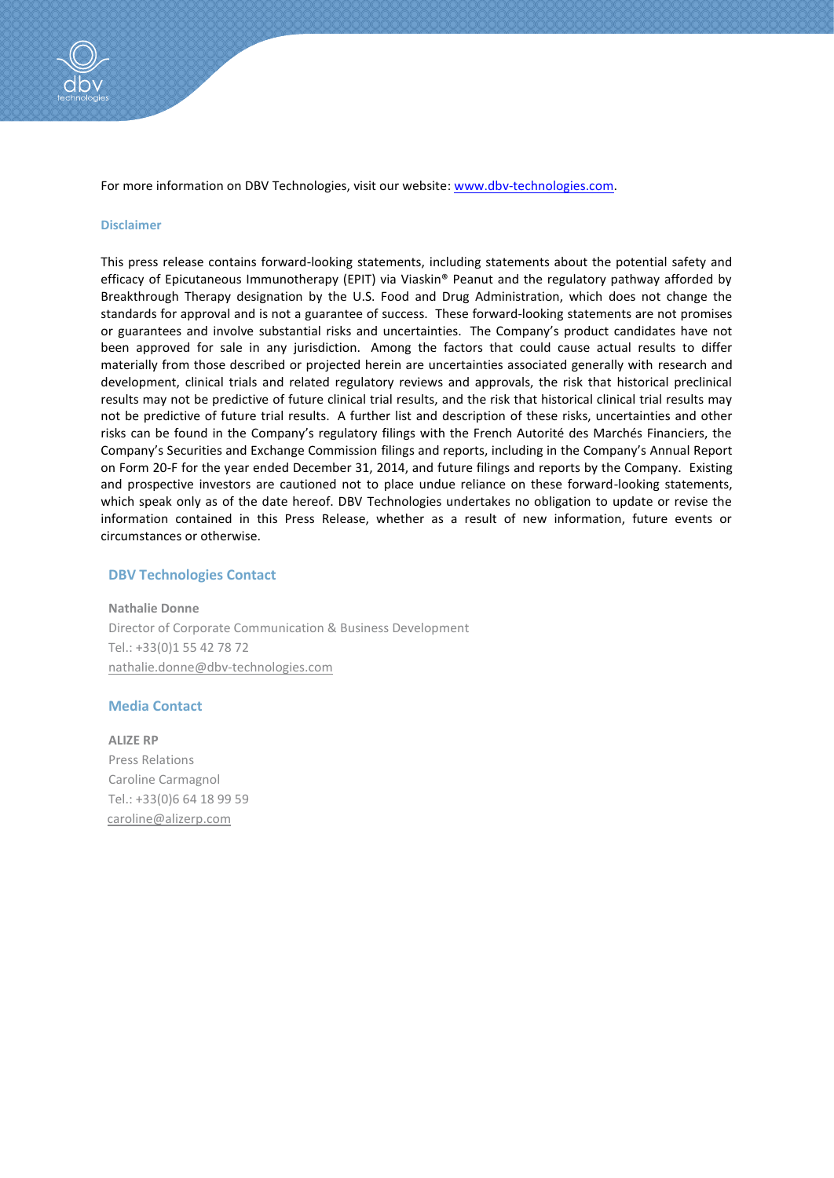For more information on DBV Technologies, visit our website: www.dbv-technologies.com.

### Disclaimer

This press release contains forward-looking statements, including statements about the potential safety and efficacy of Epicutaneous Immunotherapy (EPIT) via Viaskin® Peanut and the regulatory pathway afforded by Breakthrough Therapy designation by the U.S. Food and Drug Administration, which does not change the standards for approval and is not a guarantee of success. These forward-looking statements are not promises or guarantees and involve substantial risks and uncertainties. The Company's product candidates have not been approved for sale in any jurisdiction. Among the factors that could cause actual results to differ materially from those described or projected herein are uncertainties associated generally with research and development, clinical trials and related regulatory reviews and approvals, the risk that historical preclinical results may not be predictive of future clinical trial results, and the risk that historical clinical trial results may not be predictive of future trial results. A further list and description of these risks, uncertainties and other risks can be found in the Company's regulatory filings with the French Autorité des Marchés Financiers, the Company's Securities and Exchange Commission filings and reports, including in the Company's Annual Report on Form 20-F for the year ended December 31, 2014, and future filings and reports by the Company. Existing and prospective investors are cautioned not to place undue reliance on these forward-looking statements, which speak only as of the date hereof. DBV Technologies undertakes no obligation to update or revise the information contained in this Press Release, whether as a result of new information, future events or circumstances or otherwise.

### DBV Technologies Contact

**Nathalie Donne**
Director of Corporate Communication & Business Development
Tel.: +33(0)1 55 42 78 72
nathalie.donne@dbv-technologies.com

### Media Contact

**ALIZE RP**
Press Relations
Caroline Carmagnol
Tel.: +33(0)6 64 18 99 59
caroline@alizerp.com